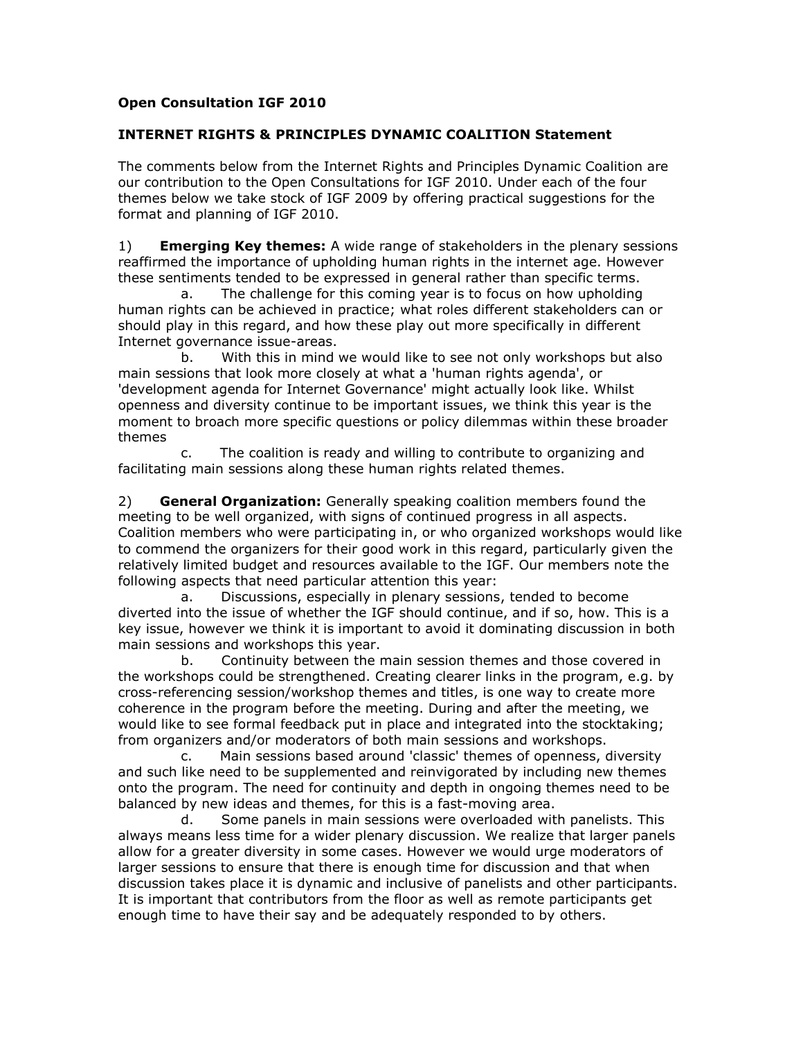**Open Consultation IGF 2010**

**INTERNET RIGHTS & PRINCIPLES DYNAMIC COALITION Statement**

The comments below from the Internet Rights and Principles Dynamic Coalition are our contribution to the Open Consultations for IGF 2010. Under each of the four themes below we take stock of IGF 2009 by offering practical suggestions for the format and planning of IGF 2010.

1) **Emerging Key themes:** A wide range of stakeholders in the plenary sessions reaffirmed the importance of upholding human rights in the internet age. However these sentiments tended to be expressed in general rather than specific terms.

a. The challenge for this coming year is to focus on how upholding human rights can be achieved in practice; what roles different stakeholders can or should play in this regard, and how these play out more specifically in different Internet governance issue-areas.

b. With this in mind we would like to see not only workshops but also main sessions that look more closely at what a 'human rights agenda', or 'development agenda for Internet Governance' might actually look like. Whilst openness and diversity continue to be important issues, we think this year is the moment to broach more specific questions or policy dilemmas within these broader themes

c. The coalition is ready and willing to contribute to organizing and facilitating main sessions along these human rights related themes.

2) **General Organization:** Generally speaking coalition members found the meeting to be well organized, with signs of continued progress in all aspects. Coalition members who were participating in, or who organized workshops would like to commend the organizers for their good work in this regard, particularly given the relatively limited budget and resources available to the IGF. Our members note the following aspects that need particular attention this year:

a. Discussions, especially in plenary sessions, tended to become diverted into the issue of whether the IGF should continue, and if so, how. This is a key issue, however we think it is important to avoid it dominating discussion in both main sessions and workshops this year.

b. Continuity between the main session themes and those covered in the workshops could be strengthened. Creating clearer links in the program, e.g. by cross-referencing session/workshop themes and titles, is one way to create more coherence in the program before the meeting. During and after the meeting, we would like to see formal feedback put in place and integrated into the stocktaking; from organizers and/or moderators of both main sessions and workshops.

c. Main sessions based around 'classic' themes of openness, diversity and such like need to be supplemented and reinvigorated by including new themes onto the program. The need for continuity and depth in ongoing themes need to be balanced by new ideas and themes, for this is a fast-moving area.

d. Some panels in main sessions were overloaded with panelists. This always means less time for a wider plenary discussion. We realize that larger panels allow for a greater diversity in some cases. However we would urge moderators of larger sessions to ensure that there is enough time for discussion and that when discussion takes place it is dynamic and inclusive of panelists and other participants. It is important that contributors from the floor as well as remote participants get enough time to have their say and be adequately responded to by others.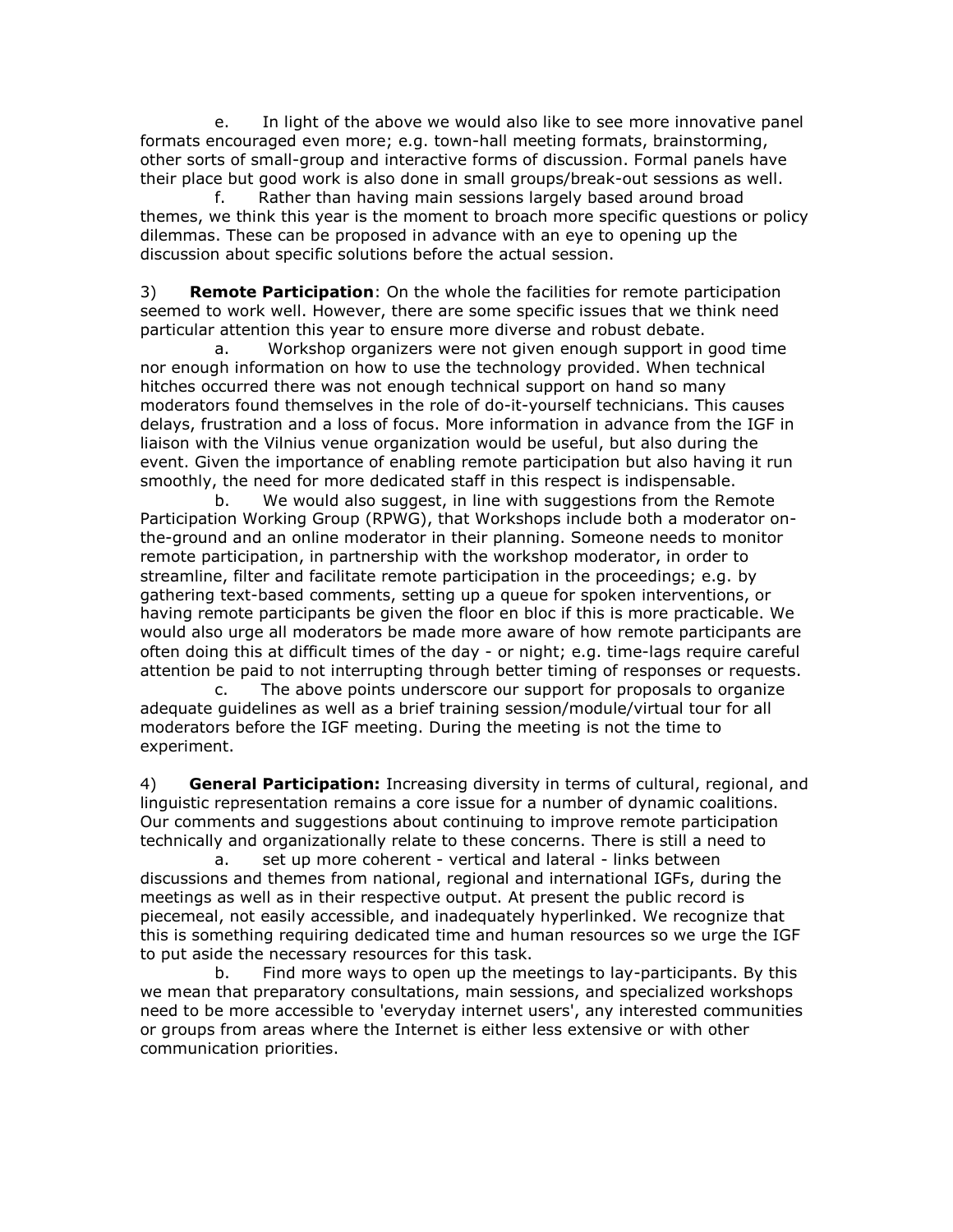e. In light of the above we would also like to see more innovative panel formats encouraged even more; e.g. town-hall meeting formats, brainstorming, other sorts of small-group and interactive forms of discussion. Formal panels have their place but good work is also done in small groups/break-out sessions as well.

f. Rather than having main sessions largely based around broad themes, we think this year is the moment to broach more specific questions or policy dilemmas. These can be proposed in advance with an eye to opening up the discussion about specific solutions before the actual session.

3) **Remote Participation**: On the whole the facilities for remote participation seemed to work well. However, there are some specific issues that we think need particular attention this year to ensure more diverse and robust debate.

a. Workshop organizers were not given enough support in good time nor enough information on how to use the technology provided. When technical hitches occurred there was not enough technical support on hand so many moderators found themselves in the role of do-it-yourself technicians. This causes delays, frustration and a loss of focus. More information in advance from the IGF in liaison with the Vilnius venue organization would be useful, but also during the event. Given the importance of enabling remote participation but also having it run smoothly, the need for more dedicated staff in this respect is indispensable.

b. We would also suggest, in line with suggestions from the Remote Participation Working Group (RPWG), that Workshops include both a moderator on-the-ground and an online moderator in their planning. Someone needs to monitor remote participation, in partnership with the workshop moderator, in order to streamline, filter and facilitate remote participation in the proceedings; e.g. by gathering text-based comments, setting up a queue for spoken interventions, or having remote participants be given the floor en bloc if this is more practicable. We would also urge all moderators be made more aware of how remote participants are often doing this at difficult times of the day - or night; e.g. time-lags require careful attention be paid to not interrupting through better timing of responses or requests.

c. The above points underscore our support for proposals to organize adequate guidelines as well as a brief training session/module/virtual tour for all moderators before the IGF meeting. During the meeting is not the time to experiment.

4) **General Participation:** Increasing diversity in terms of cultural, regional, and linguistic representation remains a core issue for a number of dynamic coalitions. Our comments and suggestions about continuing to improve remote participation technically and organizationally relate to these concerns. There is still a need to

a. set up more coherent - vertical and lateral - links between discussions and themes from national, regional and international IGFs, during the meetings as well as in their respective output. At present the public record is piecemeal, not easily accessible, and inadequately hyperlinked. We recognize that this is something requiring dedicated time and human resources so we urge the IGF to put aside the necessary resources for this task.

b. Find more ways to open up the meetings to lay-participants. By this we mean that preparatory consultations, main sessions, and specialized workshops need to be more accessible to 'everyday internet users', any interested communities or groups from areas where the Internet is either less extensive or with other communication priorities.